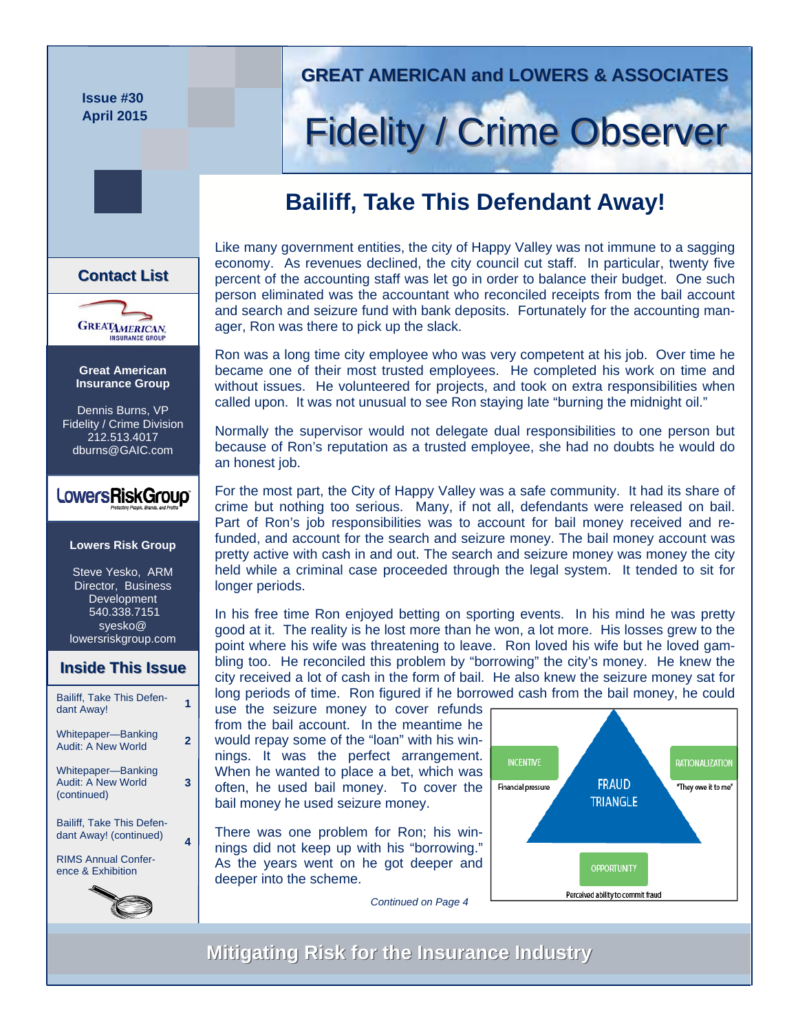Issue #30
April 2015

**GREAT AMERICAN and LOWERS & ASSOCIATES**

# Fidelity / Crime Observer

## Bailiff, Take This Defendant Away!

Like many government entities, the city of Happy Valley was not immune to a sagging economy. As revenues declined, the city council cut staff. In particular, twenty five percent of the accounting staff was let go in order to balance their budget. One such person eliminated was the accountant who reconciled receipts from the bail account and search and seizure fund with bank deposits. Fortunately for the accounting manager, Ron was there to pick up the slack.

Ron was a long time city employee who was very competent at his job. Over time he became one of their most trusted employees. He completed his work on time and without issues. He volunteered for projects, and took on extra responsibilities when called upon. It was not unusual to see Ron staying late "burning the midnight oil."

Normally the supervisor would not delegate dual responsibilities to one person but because of Ron's reputation as a trusted employee, she had no doubts he would do an honest job.

For the most part, the City of Happy Valley was a safe community. It had its share of crime but nothing too serious. Many, if not all, defendants were released on bail. Part of Ron's job responsibilities was to account for bail money received and refunded, and account for the search and seizure money. The bail money account was pretty active with cash in and out. The search and seizure money was money the city held while a criminal case proceeded through the legal system. It tended to sit for longer periods.

In his free time Ron enjoyed betting on sporting events. In his mind he was pretty good at it. The reality is he lost more than he won, a lot more. His losses grew to the point where his wife was threatening to leave. Ron loved his wife but he loved gambling too. He reconciled this problem by "borrowing" the city's money. He knew the city received a lot of cash in the form of bail. He also knew the seizure money sat for long periods of time. Ron figured if he borrowed cash from the bail money, he could use the seizure money to cover refunds from the bail account. In the meantime he would repay some of the "loan" with his winnings. It was the perfect arrangement. When he wanted to place a bet, which was often, he used bail money. To cover the bail money he used seizure money.

There was one problem for Ron; his winnings did not keep up with his "borrowing." As the years went on he got deeper and deeper into the scheme.

FRAUD TRIANGLE
- INCENTIVE: Financial pressure
- RATIONALIZATION: "They owe it to me"
- OPPORTUNITY: Perceived ability to commit fraud

*Continued on Page 4*

### Contact List

**Great American Insurance Group**

Dennis Burns, VP
Fidelity / Crime Division
212.513.4017
dburns@GAIC.com

**Lowers Risk Group**

Steve Yesko, ARM
Director, Business Development
540.338.7151
syesko@lowersriskgroup.com

### Inside This Issue

| | |
|---|---|
| Bailiff, Take This Defendant Away! | 1 |
| Whitepaper—Banking Audit: A New World | 2 |
| Whitepaper—Banking Audit: A New World (continued) | 3 |
| Bailiff, Take This Defendant Away! (continued) | 4 |
| RIMS Annual Conference & Exhibition | |

**Mitigating Risk for the Insurance Industry**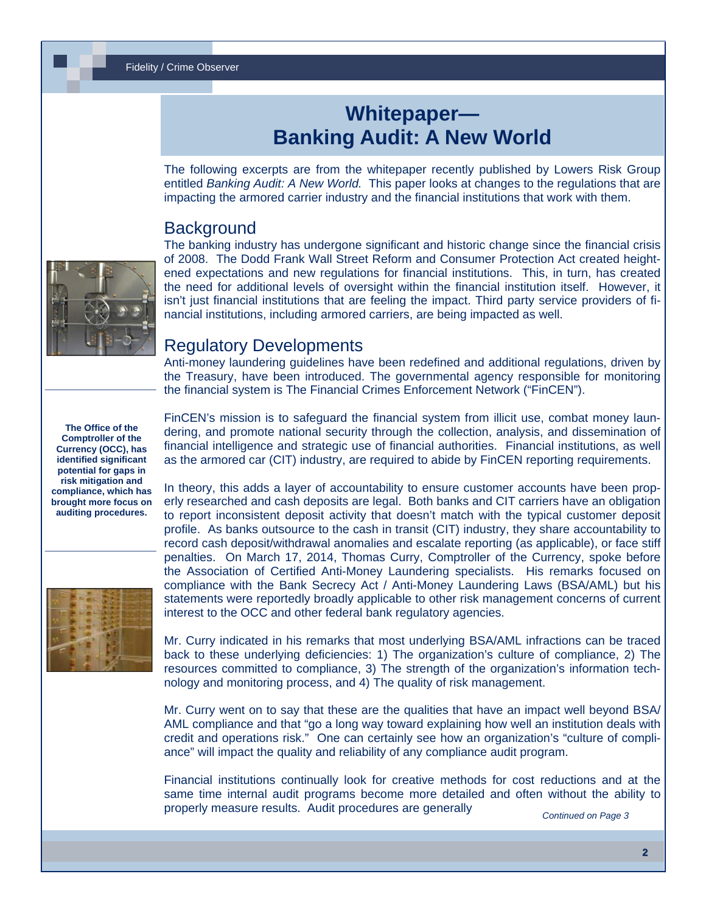# Whitepaper— Banking Audit: A New World

The following excerpts are from the whitepaper recently published by Lowers Risk Group entitled *Banking Audit: A New World.* This paper looks at changes to the regulations that are impacting the armored carrier industry and the financial institutions that work with them.

## Background

The banking industry has undergone significant and historic change since the financial crisis of 2008. The Dodd Frank Wall Street Reform and Consumer Protection Act created heightened expectations and new regulations for financial institutions. This, in turn, has created the need for additional levels of oversight within the financial institution itself. However, it isn't just financial institutions that are feeling the impact. Third party service providers of financial institutions, including armored carriers, are being impacted as well.

## Regulatory Developments

Anti-money laundering guidelines have been redefined and additional regulations, driven by the Treasury, have been introduced. The governmental agency responsible for monitoring the financial system is The Financial Crimes Enforcement Network ("FinCEN").

**The Office of the Comptroller of the Currency (OCC), has identified significant potential for gaps in risk mitigation and compliance, which has brought more focus on auditing procedures.**

FinCEN's mission is to safeguard the financial system from illicit use, combat money laundering, and promote national security through the collection, analysis, and dissemination of financial intelligence and strategic use of financial authorities. Financial institutions, as well as the armored car (CIT) industry, are required to abide by FinCEN reporting requirements.

In theory, this adds a layer of accountability to ensure customer accounts have been properly researched and cash deposits are legal. Both banks and CIT carriers have an obligation to report inconsistent deposit activity that doesn't match with the typical customer deposit profile. As banks outsource to the cash in transit (CIT) industry, they share accountability to record cash deposit/withdrawal anomalies and escalate reporting (as applicable), or face stiff penalties. On March 17, 2014, Thomas Curry, Comptroller of the Currency, spoke before the Association of Certified Anti-Money Laundering specialists. His remarks focused on compliance with the Bank Secrecy Act / Anti-Money Laundering Laws (BSA/AML) but his statements were reportedly broadly applicable to other risk management concerns of current interest to the OCC and other federal bank regulatory agencies.

Mr. Curry indicated in his remarks that most underlying BSA/AML infractions can be traced back to these underlying deficiencies: 1) The organization's culture of compliance, 2) The resources committed to compliance, 3) The strength of the organization's information technology and monitoring process, and 4) The quality of risk management.

Mr. Curry went on to say that these are the qualities that have an impact well beyond BSA/AML compliance and that "go a long way toward explaining how well an institution deals with credit and operations risk." One can certainly see how an organization's "culture of compliance" will impact the quality and reliability of any compliance audit program.

Financial institutions continually look for creative methods for cost reductions and at the same time internal audit programs become more detailed and often without the ability to properly measure results. Audit procedures are generally

*Continued on Page 3*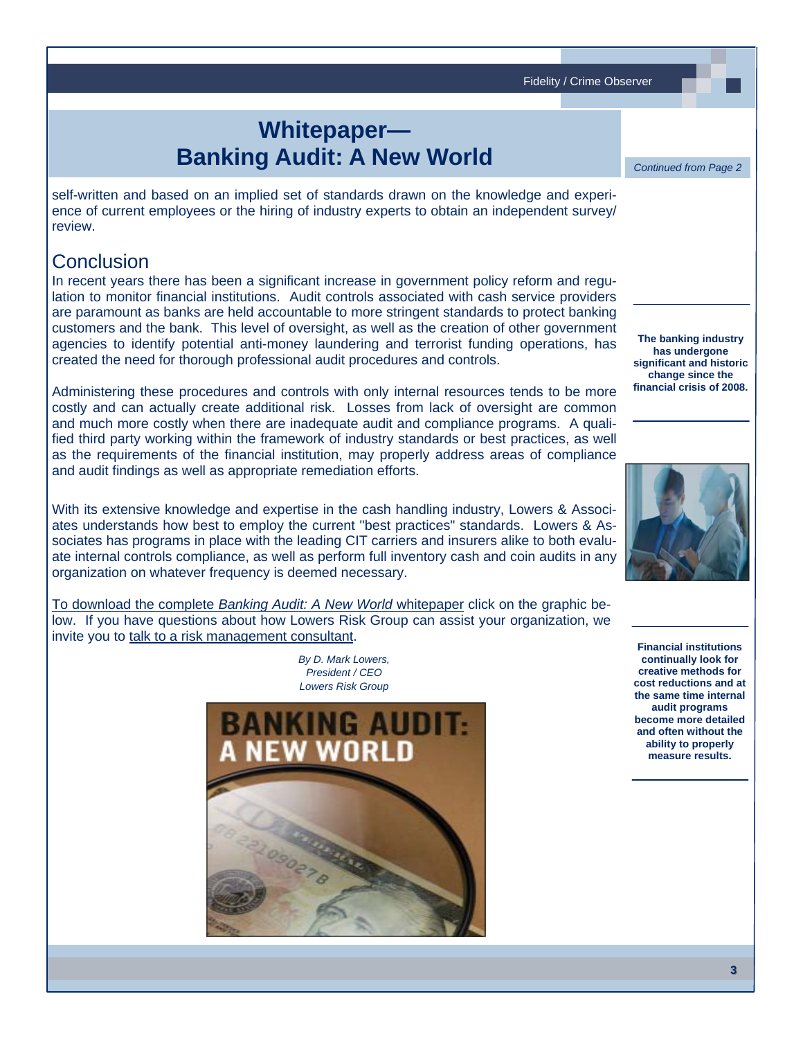# Whitepaper— Banking Audit: A New World

*Continued from Page 2*

self-written and based on an implied set of standards drawn on the knowledge and experience of current employees or the hiring of industry experts to obtain an independent survey/ review.

## Conclusion

In recent years there has been a significant increase in government policy reform and regulation to monitor financial institutions. Audit controls associated with cash service providers are paramount as banks are held accountable to more stringent standards to protect banking customers and the bank. This level of oversight, as well as the creation of other government agencies to identify potential anti-money laundering and terrorist funding operations, has created the need for thorough professional audit procedures and controls.

**The banking industry has undergone significant and historic change since the financial crisis of 2008.**

Administering these procedures and controls with only internal resources tends to be more costly and can actually create additional risk. Losses from lack of oversight are common and much more costly when there are inadequate audit and compliance programs. A qualified third party working within the framework of industry standards or best practices, as well as the requirements of the financial institution, may properly address areas of compliance and audit findings as well as appropriate remediation efforts.

With its extensive knowledge and expertise in the cash handling industry, Lowers & Associates understands how best to employ the current "best practices" standards. Lowers & Associates has programs in place with the leading CIT carriers and insurers alike to both evaluate internal controls compliance, as well as perform full inventory cash and coin audits in any organization on whatever frequency is deemed necessary.

**Financial institutions continually look for creative methods for cost reductions and at the same time internal audit programs become more detailed and often without the ability to properly measure results.**

To download the complete *Banking Audit: A New World* whitepaper click on the graphic below. If you have questions about how Lowers Risk Group can assist your organization, we invite you to talk to a risk management consultant.

*By D. Mark Lowers,*
*President / CEO*
*Lowers Risk Group*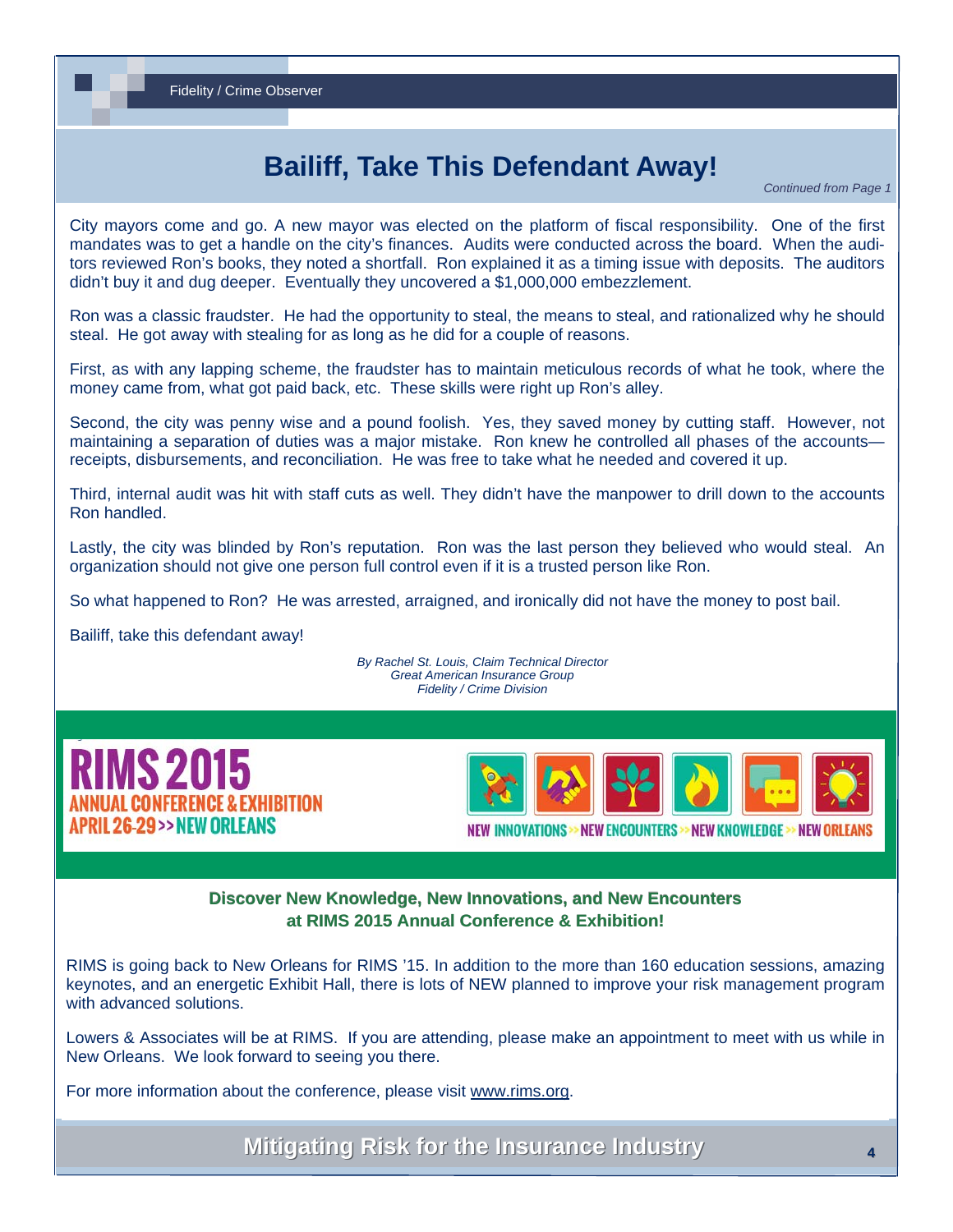# Bailiff, Take This Defendant Away!

*Continued from Page 1*

City mayors come and go. A new mayor was elected on the platform of fiscal responsibility. One of the first mandates was to get a handle on the city's finances. Audits were conducted across the board. When the auditors reviewed Ron's books, they noted a shortfall. Ron explained it as a timing issue with deposits. The auditors didn't buy it and dug deeper. Eventually they uncovered a $1,000,000 embezzlement.

Ron was a classic fraudster. He had the opportunity to steal, the means to steal, and rationalized why he should steal. He got away with stealing for as long as he did for a couple of reasons.

First, as with any lapping scheme, the fraudster has to maintain meticulous records of what he took, where the money came from, what got paid back, etc. These skills were right up Ron's alley.

Second, the city was penny wise and a pound foolish. Yes, they saved money by cutting staff. However, not maintaining a separation of duties was a major mistake. Ron knew he controlled all phases of the accounts—receipts, disbursements, and reconciliation. He was free to take what he needed and covered it up.

Third, internal audit was hit with staff cuts as well. They didn't have the manpower to drill down to the accounts Ron handled.

Lastly, the city was blinded by Ron's reputation. Ron was the last person they believed who would steal. An organization should not give one person full control even if it is a trusted person like Ron.

So what happened to Ron? He was arrested, arraigned, and ironically did not have the money to post bail.

Bailiff, take this defendant away!

*By Rachel St. Louis, Claim Technical Director*
*Great American Insurance Group*
*Fidelity / Crime Division*

**RIMS 2015**
**ANNUAL CONFERENCE & EXHIBITION**
**APRIL 26-29 >> NEW ORLEANS**

NEW INNOVATIONS >> NEW ENCOUNTERS >> NEW KNOWLEDGE >> NEW ORLEANS

**Discover New Knowledge, New Innovations, and New Encounters at RIMS 2015 Annual Conference & Exhibition!**

RIMS is going back to New Orleans for RIMS '15. In addition to the more than 160 education sessions, amazing keynotes, and an energetic Exhibit Hall, there is lots of NEW planned to improve your risk management program with advanced solutions.

Lowers & Associates will be at RIMS. If you are attending, please make an appointment to meet with us while in New Orleans. We look forward to seeing you there.

For more information about the conference, please visit www.rims.org.